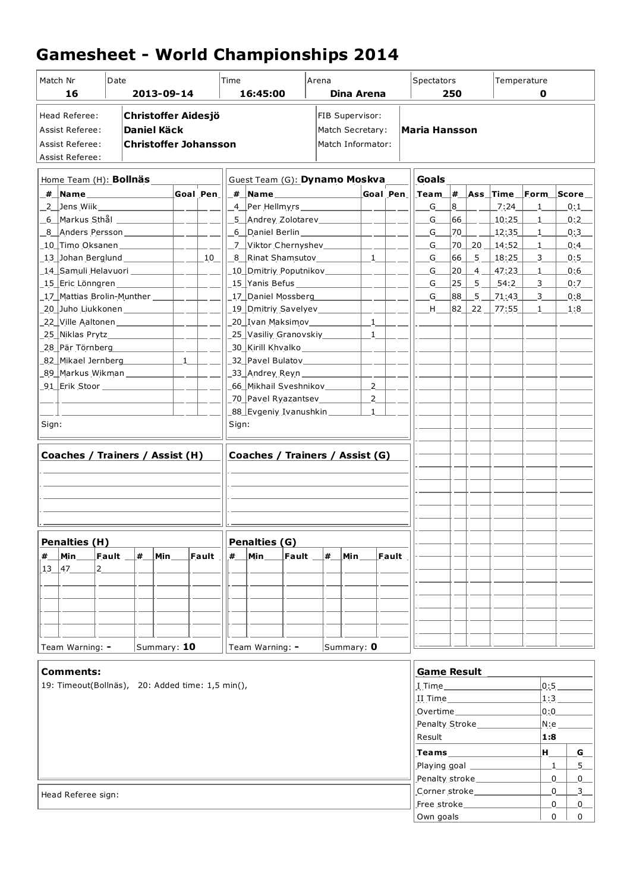# Gamesheet - World Championships 2014

| Match Nr | Date | Time | Arena | Spectators | Temperature |
|---|---|---|---|---|---|
| 16 | 2013-09-14 | 16:45:00 | Dina Arena | 250 | 0 |

| | | | |
|---|---|---|---|
| Head Referee: | **Christoffer Aidesjö** | FIB Supervisor: | |
| Assist Referee: | **Daniel Käck** | Match Secretary: | **Maria Hansson** |
| Assist Referee: | **Christoffer Johansson** | Match Informator: | |
| Assist Referee: | | | |

## Home Team (H): **Bollnäs**

| # | Name | Goal | Pen |
|---|---|---|---|
| 2 | Jens Wiik | | |
| 6 | Markus Sthål | | |
| 8 | Anders Persson | | |
| 10 | Timo Oksanen | | |
| 13 | Johan Berglund | | 10 |
| 14 | Samuli Helavuori | | |
| 15 | Eric Lönngren | | |
| 17 | Mattias Brolin-Munther | | |
| 20 | Juho Liukkonen | | |
| 22 | Ville Aaltonen | | |
| 25 | Niklas Prytz | | |
| 28 | Pär Törnberg | | |
| 82 | Mikael Jernberg | 1 | |
| 89 | Markus Wikman | | |
| 91 | Erik Stoor | | |

Sign:

## Guest Team (G): **Dynamo Moskva**

| # | Name | Goal | Pen |
|---|---|---|---|
| 4 | Per Hellmyrs | | |
| 5 | Andrey Zolotarev | | |
| 6 | Daniel Berlin | | |
| 7 | Viktor Chernyshev | | |
| 8 | Rinat Shamsutov | 1 | |
| 10 | Dmitriy Poputnikov | | |
| 15 | Yanis Befus | | |
| 17 | Daniel Mossberg | | |
| 19 | Dmitriy Savelyev | | |
| 20 | Ivan Maksimov | 1 | |
| 25 | Vasiliy Granovskiy | 1 | |
| 30 | Kirill Khvalko | | |
| 32 | Pavel Bulatov | | |
| 33 | Andrey Reyn | | |
| 66 | Mikhail Sveshnikov | 2 | |
| 70 | Pavel Ryazantsev | 2 | |
| 88 | Evgeniy Ivanushkin | 1 | |

Sign:

## Goals

| Team | # | Ass | Time | Form | Score |
|---|---|---|---|---|---|
| G | 8 | | 7:24 | 1 | 0:1 |
| G | 66 | | 10:25 | 1 | 0:2 |
| G | 70 | | 12:35 | 1 | 0:3 |
| G | 70 | 20 | 14:52 | 1 | 0:4 |
| G | 66 | 5 | 18:25 | 3 | 0:5 |
| G | 20 | 4 | 47:23 | 1 | 0:6 |
| G | 25 | 5 | 54:2 | 3 | 0:7 |
| G | 88 | 5 | 71:43 | 3 | 0:8 |
| H | 82 | 22 | 77:55 | 1 | 1:8 |

## Coaches / Trainers / Assist (H)

## Coaches / Trainers / Assist (G)

## Penalties (H)

| # | Min | Fault | # | Min | Fault |
|---|---|---|---|---|---|
| 13 | 47 | 2 | | | |

Team Warning: - Summary: **10**

## Penalties (G)

| # | Min | Fault | # | Min | Fault |
|---|---|---|---|---|---|
| | | | | | |

Team Warning: - Summary: **0**

## Comments:

19: Timeout(Bollnäs), 20: Added time: 1,5 min(),

Head Referee sign:

## Game Result

| | |
|---|---|
| I Time | 0:5 |
| II Time | 1:3 |
| Overtime | 0:0 |
| Penalty Stroke | N:e |
| Result | **1:8** |

| Teams | H | G |
|---|---|---|
| Playing goal | 1 | 5 |
| Penalty stroke | 0 | 0 |
| Corner stroke | 0 | 3 |
| Free stroke | 0 | 0 |
| Own goals | 0 | 0 |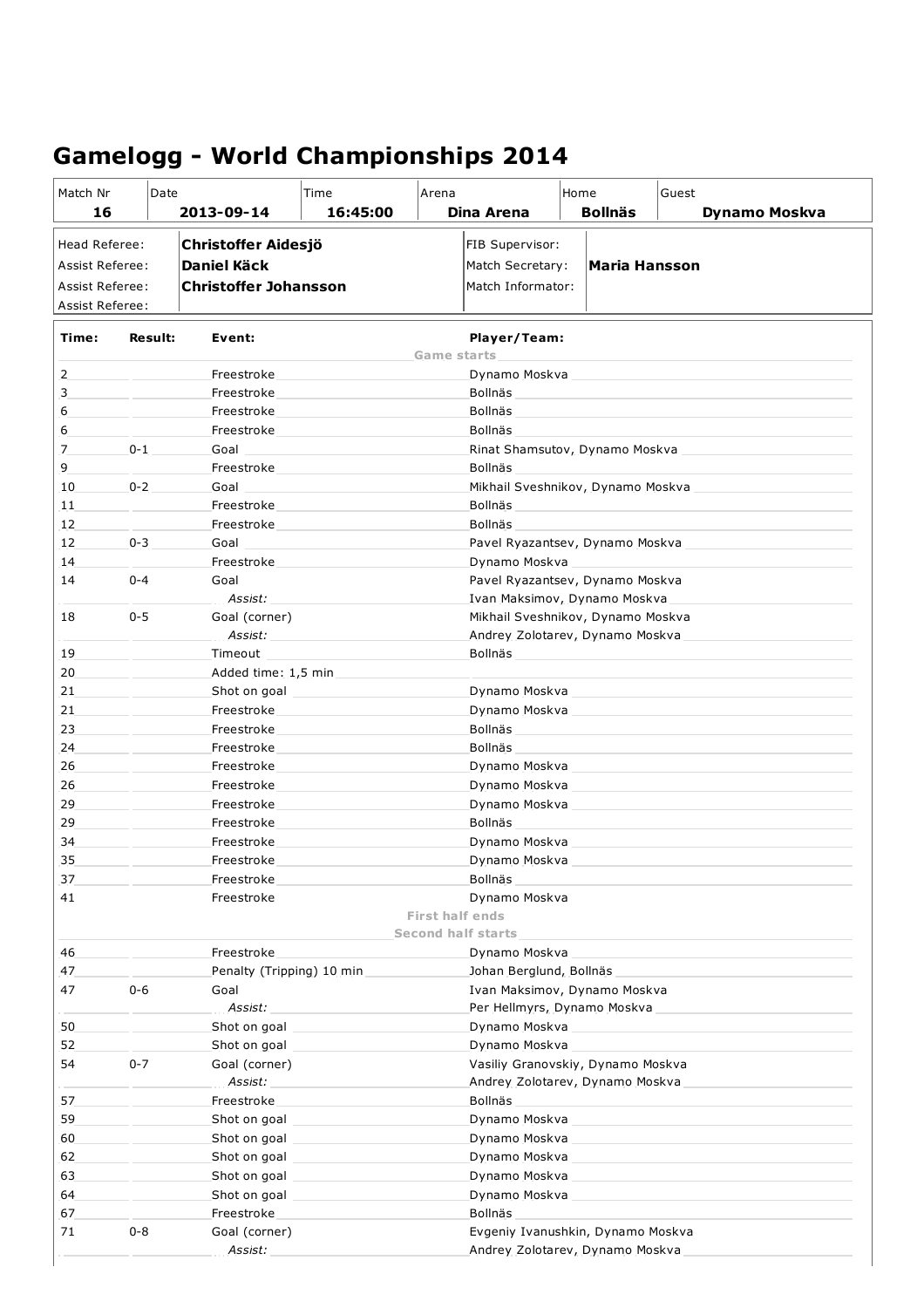# Gamelogg - World Championships 2014

| Match Nr | Date | Time | Arena | Home | Guest |
|---|---|---|---|---|---|
| **16** | **2013-09-14** | **16:45:00** | **Dina Arena** | **Bollnäs** | **Dynamo Moskva** |

| | | | |
|---|---|---|---|
| Head Referee: | **Christoffer Aidesjö** | FIB Supervisor: | |
| Assist Referee: | **Daniel Käck** | Match Secretary: | **Maria Hansson** |
| Assist Referee: | **Christoffer Johansson** | Match Informator: | |
| Assist Referee: | | | |

| Time: | Result: | Event: | Player/Team: |
|---|---|---|---|
| | | Game starts | |
| 2 | | Freestroke | Dynamo Moskva |
| 3 | | Freestroke | Bollnäs |
| 6 | | Freestroke | Bollnäs |
| 6 | | Freestroke | Bollnäs |
| 7 | 0-1 | Goal | Rinat Shamsutov, Dynamo Moskva |
| 9 | | Freestroke | Bollnäs |
| 10 | 0-2 | Goal | Mikhail Sveshnikov, Dynamo Moskva |
| 11 | | Freestroke | Bollnäs |
| 12 | | Freestroke | Bollnäs |
| 12 | 0-3 | Goal | Pavel Ryazantsev, Dynamo Moskva |
| 14 | | Freestroke | Dynamo Moskva |
| 14 | 0-4 | Goal | Pavel Ryazantsev, Dynamo Moskva |
| | | *Assist:* | Ivan Maksimov, Dynamo Moskva |
| 18 | 0-5 | Goal (corner) | Mikhail Sveshnikov, Dynamo Moskva |
| | | *Assist:* | Andrey Zolotarev, Dynamo Moskva |
| 19 | | Timeout | Bollnäs |
| 20 | | Added time: 1,5 min | |
| 21 | | Shot on goal | Dynamo Moskva |
| 21 | | Freestroke | Dynamo Moskva |
| 23 | | Freestroke | Bollnäs |
| 24 | | Freestroke | Bollnäs |
| 26 | | Freestroke | Dynamo Moskva |
| 26 | | Freestroke | Dynamo Moskva |
| 29 | | Freestroke | Dynamo Moskva |
| 29 | | Freestroke | Bollnäs |
| 34 | | Freestroke | Dynamo Moskva |
| 35 | | Freestroke | Dynamo Moskva |
| 37 | | Freestroke | Bollnäs |
| 41 | | Freestroke | Dynamo Moskva |
| | | First half ends | |
| | | Second half starts | |
| 46 | | Freestroke | Dynamo Moskva |
| 47 | | Penalty (Tripping) 10 min | Johan Berglund, Bollnäs |
| 47 | 0-6 | Goal | Ivan Maksimov, Dynamo Moskva |
| | | *Assist:* | Per Hellmyrs, Dynamo Moskva |
| 50 | | Shot on goal | Dynamo Moskva |
| 52 | | Shot on goal | Dynamo Moskva |
| 54 | 0-7 | Goal (corner) | Vasiliy Granovskiy, Dynamo Moskva |
| | | *Assist:* | Andrey Zolotarev, Dynamo Moskva |
| 57 | | Freestroke | Bollnäs |
| 59 | | Shot on goal | Dynamo Moskva |
| 60 | | Shot on goal | Dynamo Moskva |
| 62 | | Shot on goal | Dynamo Moskva |
| 63 | | Shot on goal | Dynamo Moskva |
| 64 | | Shot on goal | Dynamo Moskva |
| 67 | | Freestroke | Bollnäs |
| 71 | 0-8 | Goal (corner) | Evgeniy Ivanushkin, Dynamo Moskva |
| | | *Assist:* | Andrey Zolotarev, Dynamo Moskva |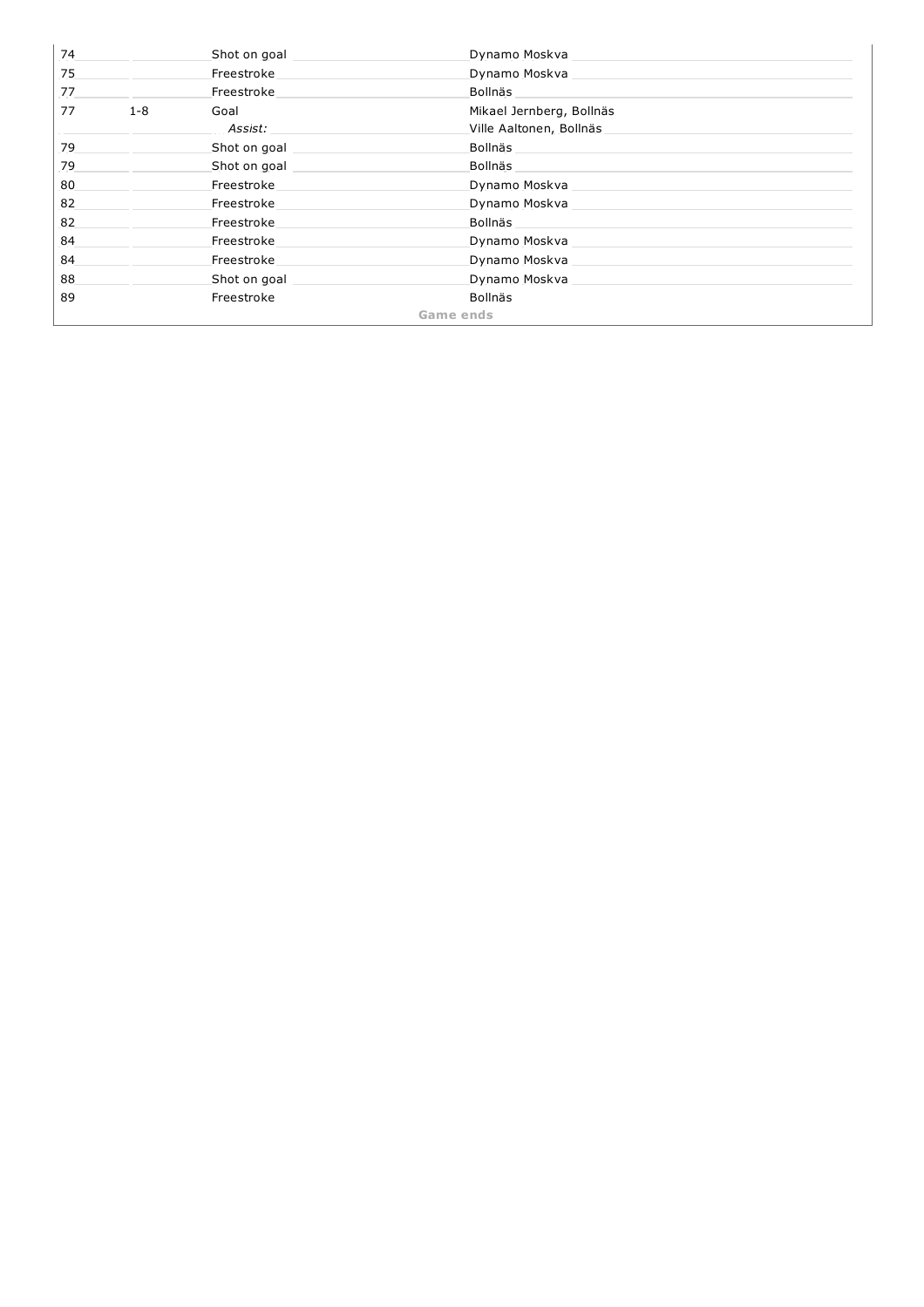| | | | |
|---|---|---|---|
| 74 | | Shot on goal | Dynamo Moskva |
| 75 | | Freestroke | Dynamo Moskva |
| 77 | | Freestroke | Bollnäs |
| 77 | 1-8 | Goal | Mikael Jernberg, Bollnäs |
| | | *Assist:* | Ville Aaltonen, Bollnäs |
| 79 | | Shot on goal | Bollnäs |
| 79 | | Shot on goal | Bollnäs |
| 80 | | Freestroke | Dynamo Moskva |
| 82 | | Freestroke | Dynamo Moskva |
| 82 | | Freestroke | Bollnäs |
| 84 | | Freestroke | Dynamo Moskva |
| 84 | | Freestroke | Dynamo Moskva |
| 88 | | Shot on goal | Dynamo Moskva |
| 89 | | Freestroke | Bollnäs |
| | | **Game ends** | |